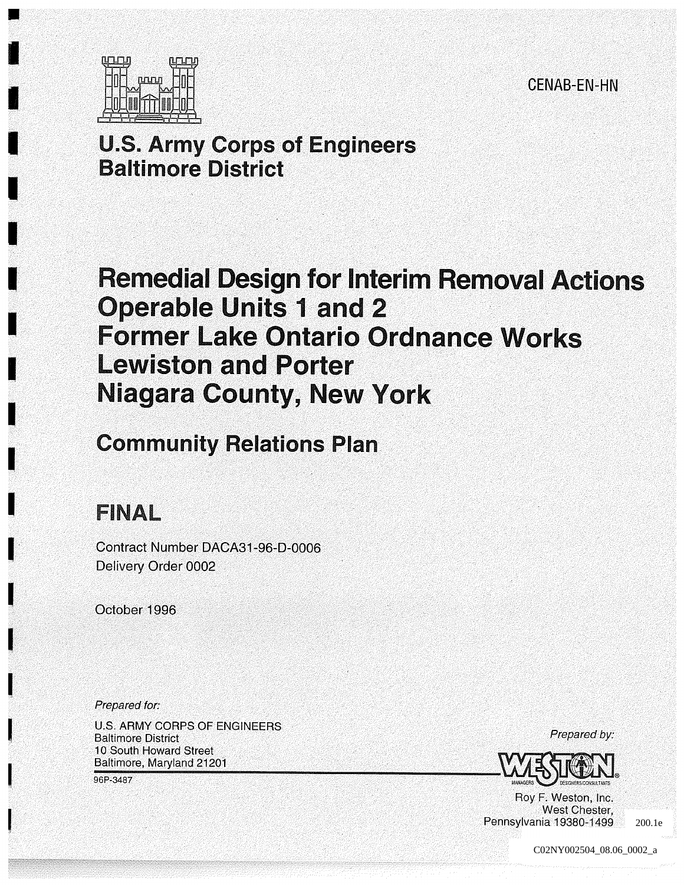CENAB-EN-HN

**U.S. Army Corps of Engineers**
**Baltimore District**

# Remedial Design for Interim Removal Actions Operable Units 1 and 2 Former Lake Ontario Ordnance Works Lewiston and Porter Niagara County, New York

## Community Relations Plan

## FINAL

Contract Number DACA31-96-D-0006
Delivery Order 0002

October 1996

*Prepared for:*

U.S. ARMY CORPS OF ENGINEERS
Baltimore District
10 South Howard Street
Baltimore, Maryland 21201

96P-3487

*Prepared by:*

WESTON
MANAGERS DESIGNERS/CONSULTANTS

Roy F. Weston, Inc.
West Chester,
Pennsylvania 19380-1499

200.1e

C02NY002504_08.06_0002_a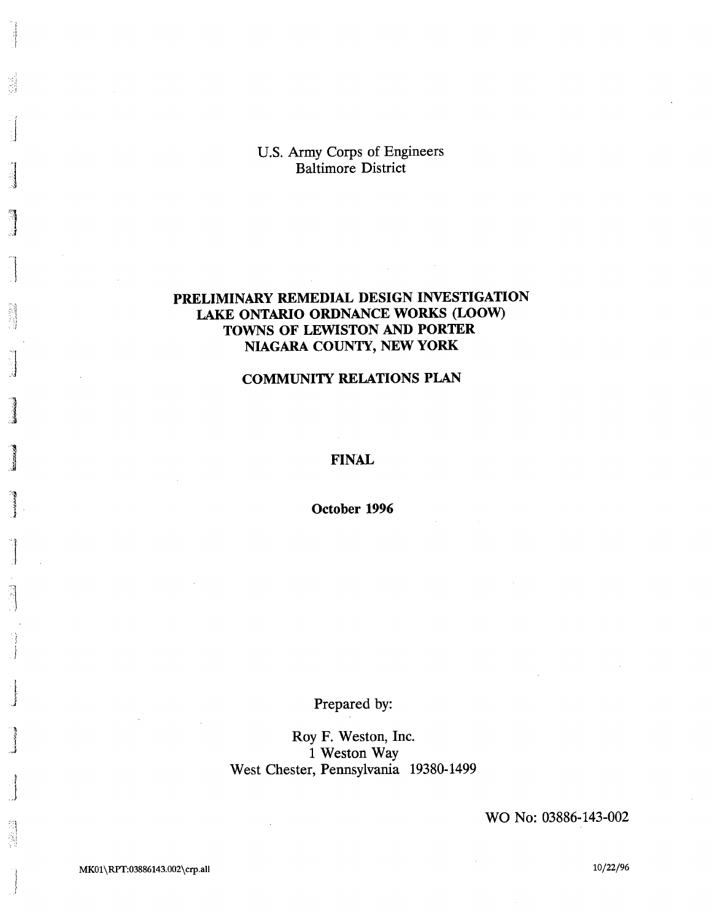U.S. Army Corps of Engineers
Baltimore District

# PRELIMINARY REMEDIAL DESIGN INVESTIGATION
# LAKE ONTARIO ORDNANCE WORKS (LOOW)
# TOWNS OF LEWISTON AND PORTER
# NIAGARA COUNTY, NEW YORK

## COMMUNITY RELATIONS PLAN

**FINAL**

**October 1996**

Prepared by:

Roy F. Weston, Inc.
1 Weston Way
West Chester, Pennsylvania 19380-1499

WO No: 03886-143-002

MK01\RPT:03886143.002\crp.all

10/22/96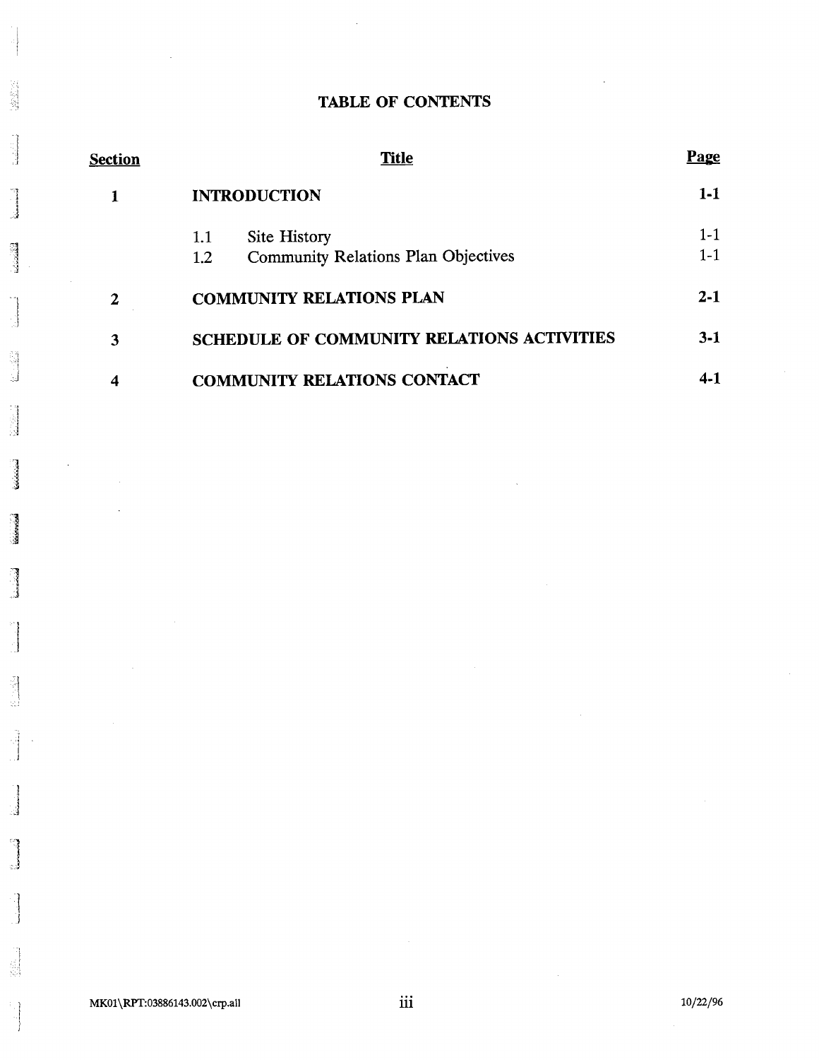# TABLE OF CONTENTS

| Section | Title | Page |
|---|---|---|
| **1** | **INTRODUCTION** | **1-1** |
| | 1.1 Site History | 1-1 |
| | 1.2 Community Relations Plan Objectives | 1-1 |
| **2** | **COMMUNITY RELATIONS PLAN** | **2-1** |
| **3** | **SCHEDULE OF COMMUNITY RELATIONS ACTIVITIES** | **3-1** |
| **4** | **COMMUNITY RELATIONS CONTACT** | **4-1** |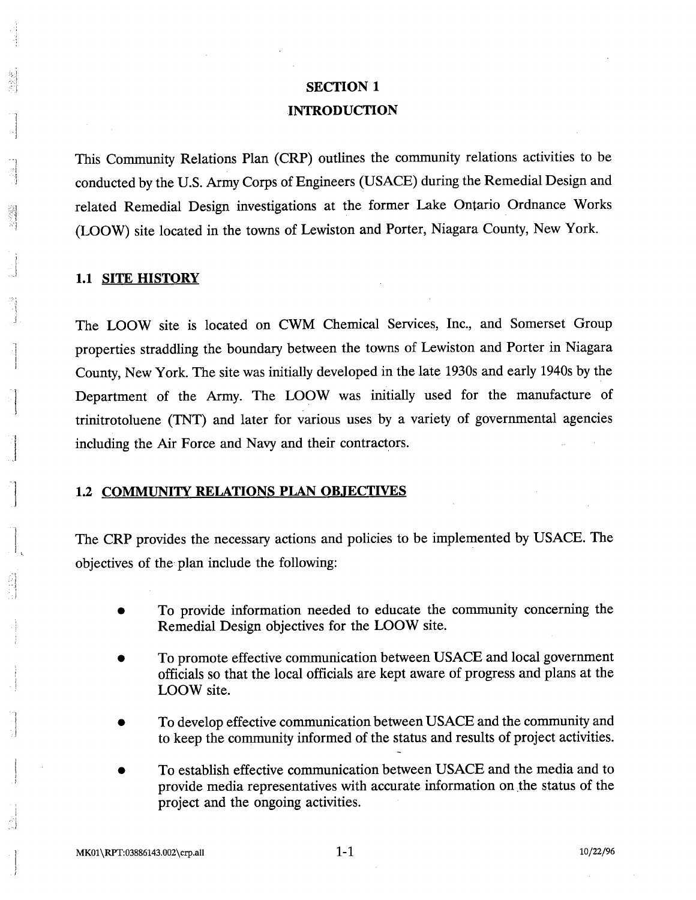# SECTION 1
# INTRODUCTION

This Community Relations Plan (CRP) outlines the community relations activities to be conducted by the U.S. Army Corps of Engineers (USACE) during the Remedial Design and related Remedial Design investigations at the former Lake Ontario Ordnance Works (LOOW) site located in the towns of Lewiston and Porter, Niagara County, New York.

## 1.1 SITE HISTORY

The LOOW site is located on CWM Chemical Services, Inc., and Somerset Group properties straddling the boundary between the towns of Lewiston and Porter in Niagara County, New York. The site was initially developed in the late 1930s and early 1940s by the Department of the Army. The LOOW was initially used for the manufacture of trinitrotoluene (TNT) and later for various uses by a variety of governmental agencies including the Air Force and Navy and their contractors.

## 1.2 COMMUNITY RELATIONS PLAN OBJECTIVES

The CRP provides the necessary actions and policies to be implemented by USACE. The objectives of the plan include the following:

- To provide information needed to educate the community concerning the Remedial Design objectives for the LOOW site.
- To promote effective communication between USACE and local government officials so that the local officials are kept aware of progress and plans at the LOOW site.
- To develop effective communication between USACE and the community and to keep the community informed of the status and results of project activities.
- To establish effective communication between USACE and the media and to provide media representatives with accurate information on the status of the project and the ongoing activities.

MK01\RPT:03886143.002\crp.all 10/22/96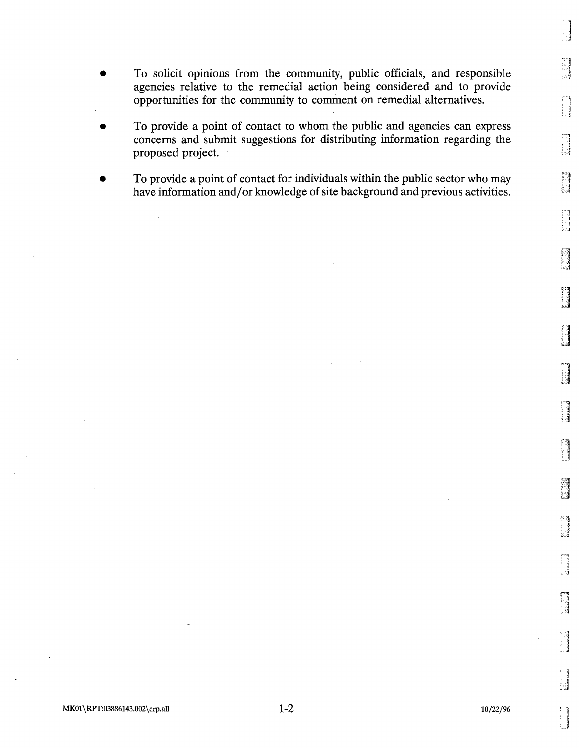- To solicit opinions from the community, public officials, and responsible agencies relative to the remedial action being considered and to provide opportunities for the community to comment on remedial alternatives.

- To provide a point of contact to whom the public and agencies can express concerns and submit suggestions for distributing information regarding the proposed project.

- To provide a point of contact for individuals within the public sector who may have information and/or knowledge of site background and previous activities.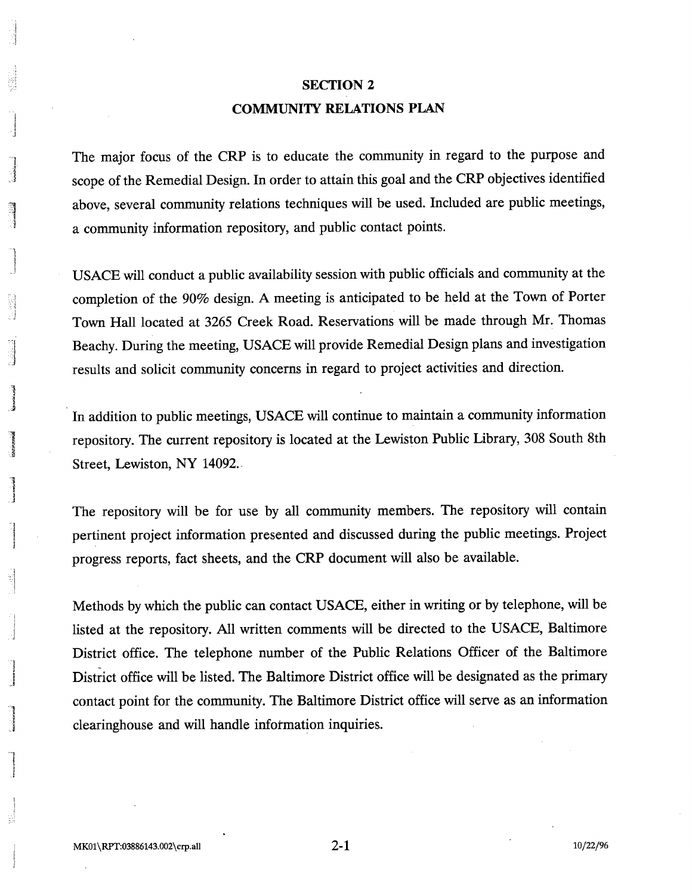# SECTION 2
## COMMUNITY RELATIONS PLAN

The major focus of the CRP is to educate the community in regard to the purpose and scope of the Remedial Design. In order to attain this goal and the CRP objectives identified above, several community relations techniques will be used. Included are public meetings, a community information repository, and public contact points.

USACE will conduct a public availability session with public officials and community at the completion of the 90% design. A meeting is anticipated to be held at the Town of Porter Town Hall located at 3265 Creek Road. Reservations will be made through Mr. Thomas Beachy. During the meeting, USACE will provide Remedial Design plans and investigation results and solicit community concerns in regard to project activities and direction.

In addition to public meetings, USACE will continue to maintain a community information repository. The current repository is located at the Lewiston Public Library, 308 South 8th Street, Lewiston, NY 14092.

The repository will be for use by all community members. The repository will contain pertinent project information presented and discussed during the public meetings. Project progress reports, fact sheets, and the CRP document will also be available.

Methods by which the public can contact USACE, either in writing or by telephone, will be listed at the repository. All written comments will be directed to the USACE, Baltimore District office. The telephone number of the Public Relations Officer of the Baltimore District office will be listed. The Baltimore District office will be designated as the primary contact point for the community. The Baltimore District office will serve as an information clearinghouse and will handle information inquiries.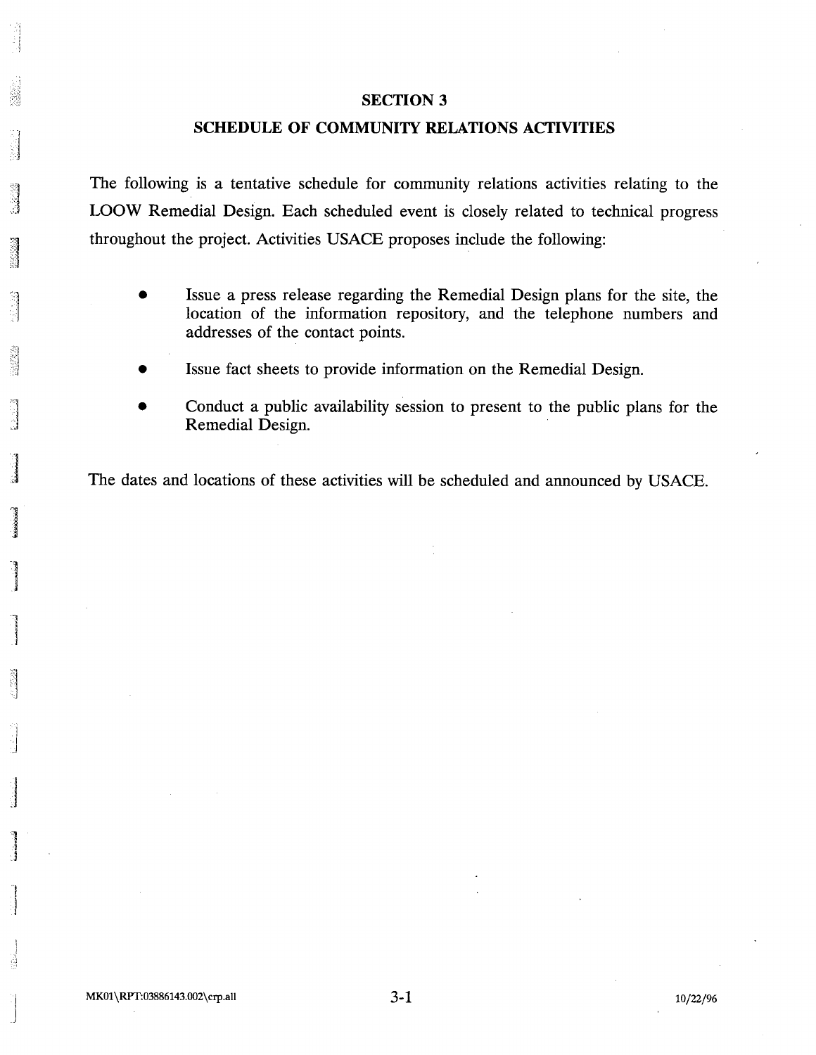# SECTION 3

## SCHEDULE OF COMMUNITY RELATIONS ACTIVITIES

The following is a tentative schedule for community relations activities relating to the LOOW Remedial Design. Each scheduled event is closely related to technical progress throughout the project. Activities USACE proposes include the following:

- Issue a press release regarding the Remedial Design plans for the site, the location of the information repository, and the telephone numbers and addresses of the contact points.
- Issue fact sheets to provide information on the Remedial Design.
- Conduct a public availability session to present to the public plans for the Remedial Design.

The dates and locations of these activities will be scheduled and announced by USACE.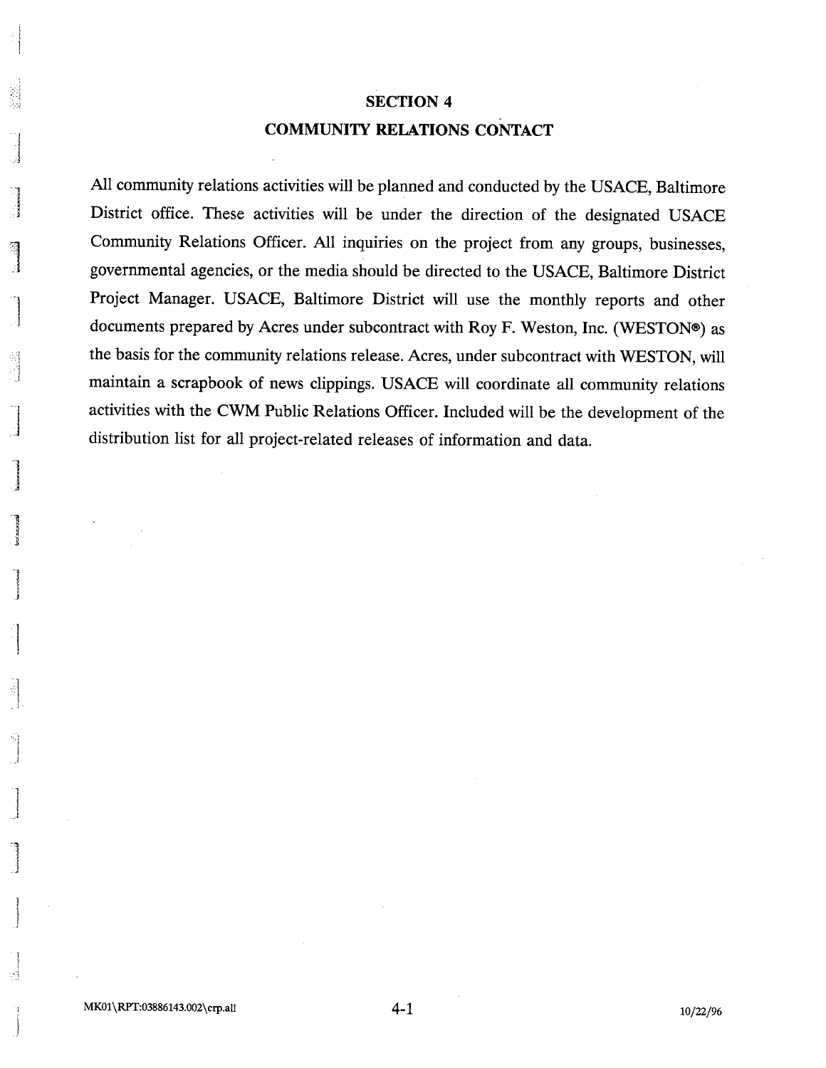# SECTION 4
# COMMUNITY RELATIONS CONTACT

All community relations activities will be planned and conducted by the USACE, Baltimore District office. These activities will be under the direction of the designated USACE Community Relations Officer. All inquiries on the project from any groups, businesses, governmental agencies, or the media should be directed to the USACE, Baltimore District Project Manager. USACE, Baltimore District will use the monthly reports and other documents prepared by Acres under subcontract with Roy F. Weston, Inc. (WESTON®) as the basis for the community relations release. Acres, under subcontract with WESTON, will maintain a scrapbook of news clippings. USACE will coordinate all community relations activities with the CWM Public Relations Officer. Included will be the development of the distribution list for all project-related releases of information and data.